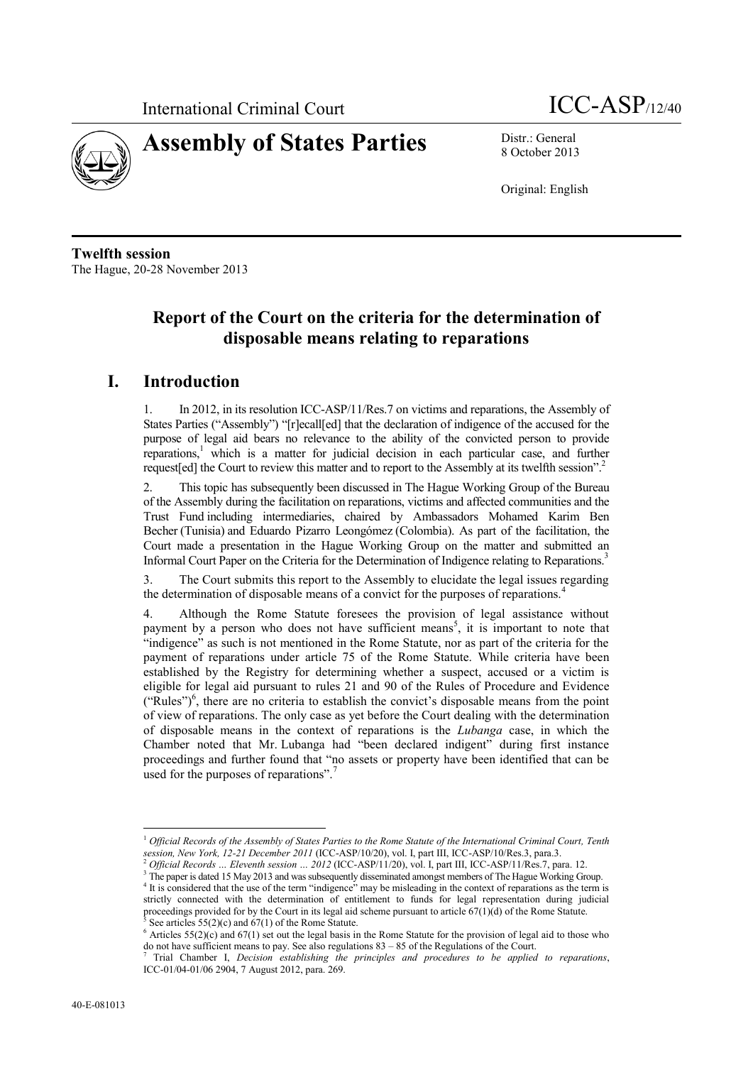International Criminal Court ICC-ASP/12/40

# Assembly of States Parties

Distr.: General
8 October 2013

Original: English

**Twelfth session**
The Hague, 20-28 November 2013

## Report of the Court on the criteria for the determination of disposable means relating to reparations

## I. Introduction

1. In 2012, in its resolution ICC-ASP/11/Res.7 on victims and reparations, the Assembly of States Parties ("Assembly") "[r]ecall[ed] that the declaration of indigence of the accused for the purpose of legal aid bears no relevance to the ability of the convicted person to provide reparations,[1] which is a matter for judicial decision in each particular case, and further request[ed] the Court to review this matter and to report to the Assembly at its twelfth session".[2]

2. This topic has subsequently been discussed in The Hague Working Group of the Bureau of the Assembly during the facilitation on reparations, victims and affected communities and the Trust Fund including intermediaries, chaired by Ambassadors Mohamed Karim Ben Becher (Tunisia) and Eduardo Pizarro Leongómez (Colombia). As part of the facilitation, the Court made a presentation in the Hague Working Group on the matter and submitted an Informal Court Paper on the Criteria for the Determination of Indigence relating to Reparations.[3]

3. The Court submits this report to the Assembly to elucidate the legal issues regarding the determination of disposable means of a convict for the purposes of reparations.[4]

4. Although the Rome Statute foresees the provision of legal assistance without payment by a person who does not have sufficient means[5], it is important to note that "indigence" as such is not mentioned in the Rome Statute, nor as part of the criteria for the payment of reparations under article 75 of the Rome Statute. While criteria have been established by the Registry for determining whether a suspect, accused or a victim is eligible for legal aid pursuant to rules 21 and 90 of the Rules of Procedure and Evidence ("Rules")[6], there are no criteria to establish the convict's disposable means from the point of view of reparations. The only case as yet before the Court dealing with the determination of disposable means in the context of reparations is the *Lubanga* case, in which the Chamber noted that Mr. Lubanga had "been declared indigent" during first instance proceedings and further found that "no assets or property have been identified that can be used for the purposes of reparations".[7]

---

[1] *Official Records of the Assembly of States Parties to the Rome Statute of the International Criminal Court, Tenth session, New York, 12-21 December 2011* (ICC-ASP/10/20), vol. I, part III, ICC-ASP/10/Res.3, para.3.

[2] *Official Records ... Eleventh session ... 2012* (ICC-ASP/11/20), vol. I, part III, ICC-ASP/11/Res.7, para. 12.

[3] The paper is dated 15 May 2013 and was subsequently disseminated amongst members of The Hague Working Group.

[4] It is considered that the use of the term "indigence" may be misleading in the context of reparations as the term is strictly connected with the determination of entitlement to funds for legal representation during judicial proceedings provided for by the Court in its legal aid scheme pursuant to article 67(1)(d) of the Rome Statute.

[5] See articles 55(2)(c) and 67(1) of the Rome Statute.

[6] Articles 55(2)(c) and 67(1) set out the legal basis in the Rome Statute for the provision of legal aid to those who do not have sufficient means to pay. See also regulations 83 – 85 of the Regulations of the Court.

[7] Trial Chamber I, *Decision establishing the principles and procedures to be applied to reparations*, ICC-01/04-01/06 2904, 7 August 2012, para. 269.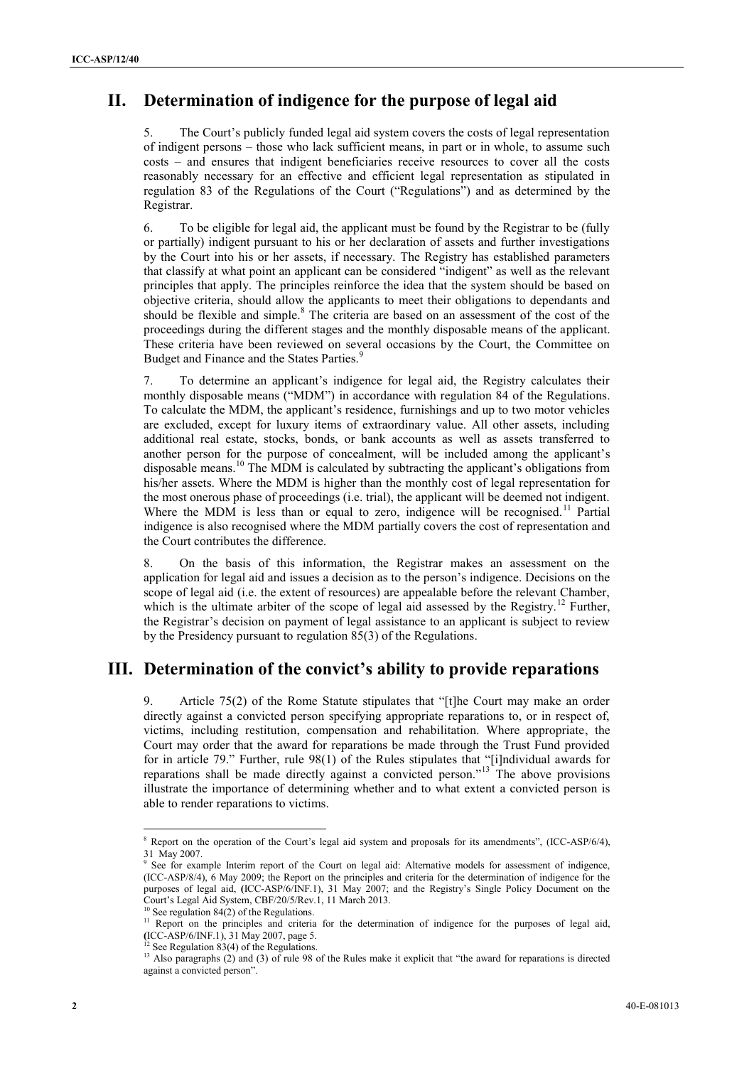## II. Determination of indigence for the purpose of legal aid

5. The Court's publicly funded legal aid system covers the costs of legal representation of indigent persons – those who lack sufficient means, in part or in whole, to assume such costs – and ensures that indigent beneficiaries receive resources to cover all the costs reasonably necessary for an effective and efficient legal representation as stipulated in regulation 83 of the Regulations of the Court ("Regulations") and as determined by the Registrar.

6. To be eligible for legal aid, the applicant must be found by the Registrar to be (fully or partially) indigent pursuant to his or her declaration of assets and further investigations by the Court into his or her assets, if necessary. The Registry has established parameters that classify at what point an applicant can be considered "indigent" as well as the relevant principles that apply. The principles reinforce the idea that the system should be based on objective criteria, should allow the applicants to meet their obligations to dependants and should be flexible and simple.[8] The criteria are based on an assessment of the cost of the proceedings during the different stages and the monthly disposable means of the applicant. These criteria have been reviewed on several occasions by the Court, the Committee on Budget and Finance and the States Parties.[9]

7. To determine an applicant's indigence for legal aid, the Registry calculates their monthly disposable means ("MDM") in accordance with regulation 84 of the Regulations. To calculate the MDM, the applicant's residence, furnishings and up to two motor vehicles are excluded, except for luxury items of extraordinary value. All other assets, including additional real estate, stocks, bonds, or bank accounts as well as assets transferred to another person for the purpose of concealment, will be included among the applicant's disposable means.[10] The MDM is calculated by subtracting the applicant's obligations from his/her assets. Where the MDM is higher than the monthly cost of legal representation for the most onerous phase of proceedings (i.e. trial), the applicant will be deemed not indigent. Where the MDM is less than or equal to zero, indigence will be recognised.[11] Partial indigence is also recognised where the MDM partially covers the cost of representation and the Court contributes the difference.

8. On the basis of this information, the Registrar makes an assessment on the application for legal aid and issues a decision as to the person's indigence. Decisions on the scope of legal aid (i.e. the extent of resources) are appealable before the relevant Chamber, which is the ultimate arbiter of the scope of legal aid assessed by the Registry.[12] Further, the Registrar's decision on payment of legal assistance to an applicant is subject to review by the Presidency pursuant to regulation 85(3) of the Regulations.

## III. Determination of the convict's ability to provide reparations

9. Article 75(2) of the Rome Statute stipulates that "[t]he Court may make an order directly against a convicted person specifying appropriate reparations to, or in respect of, victims, including restitution, compensation and rehabilitation. Where appropriate, the Court may order that the award for reparations be made through the Trust Fund provided for in article 79." Further, rule 98(1) of the Rules stipulates that "[i]ndividual awards for reparations shall be made directly against a convicted person."[13] The above provisions illustrate the importance of determining whether and to what extent a convicted person is able to render reparations to victims.

---

[8] Report on the operation of the Court's legal aid system and proposals for its amendments", (ICC-ASP/6/4), 31 May 2007.

[9] See for example Interim report of the Court on legal aid: Alternative models for assessment of indigence, (ICC-ASP/8/4), 6 May 2009; the Report on the principles and criteria for the determination of indigence for the purposes of legal aid, (ICC-ASP/6/INF.1), 31 May 2007; and the Registry's Single Policy Document on the Court's Legal Aid System, CBF/20/5/Rev.1, 11 March 2013.

[10] See regulation 84(2) of the Regulations.

[11] Report on the principles and criteria for the determination of indigence for the purposes of legal aid, (ICC-ASP/6/INF.1), 31 May 2007, page 5.

[12] See Regulation 83(4) of the Regulations.

[13] Also paragraphs (2) and (3) of rule 98 of the Rules make it explicit that "the award for reparations is directed against a convicted person".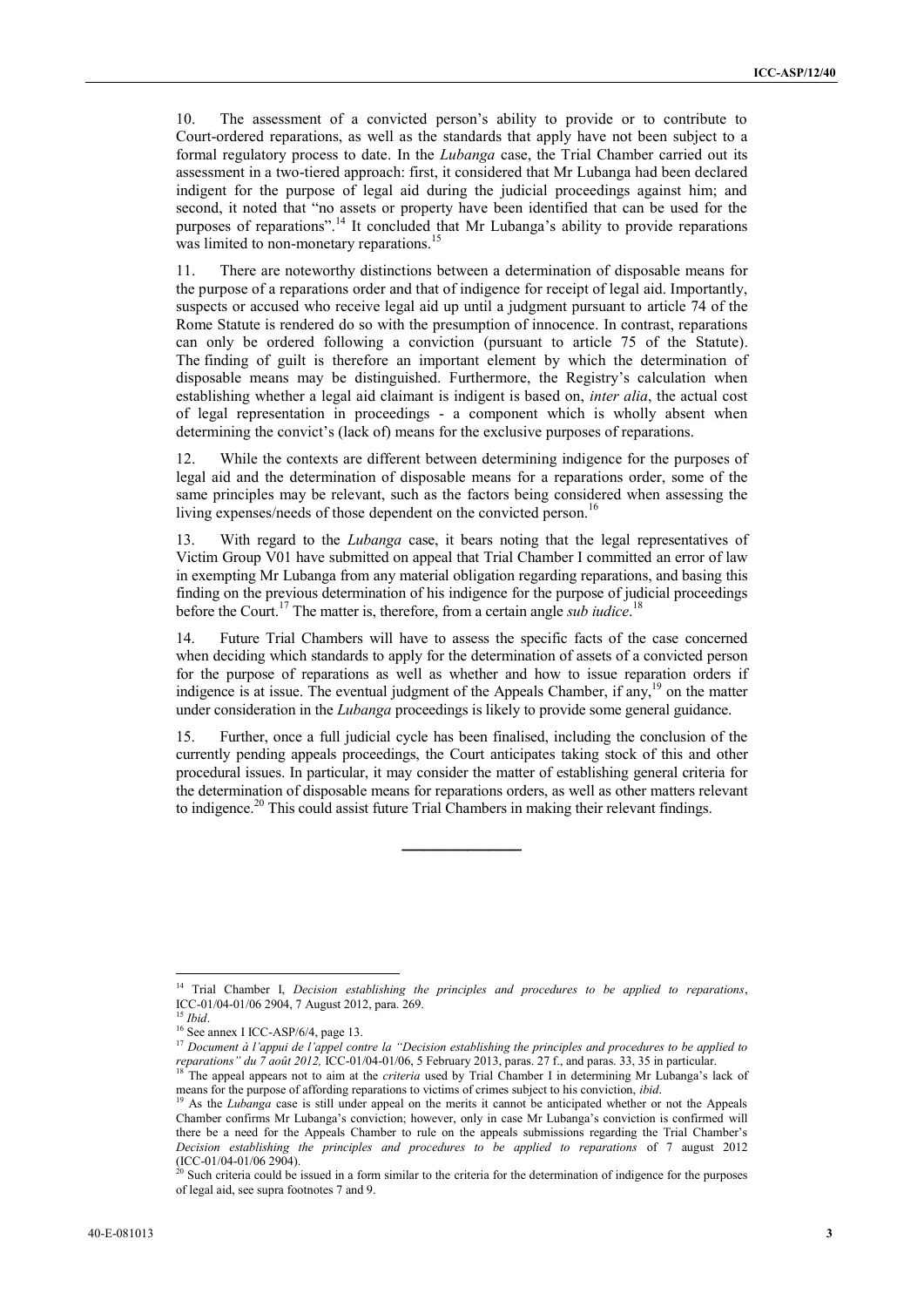10. The assessment of a convicted person's ability to provide or to contribute to Court-ordered reparations, as well as the standards that apply have not been subject to a formal regulatory process to date. In the *Lubanga* case, the Trial Chamber carried out its assessment in a two-tiered approach: first, it considered that Mr Lubanga had been declared indigent for the purpose of legal aid during the judicial proceedings against him; and second, it noted that "no assets or property have been identified that can be used for the purposes of reparations".[14] It concluded that Mr Lubanga's ability to provide reparations was limited to non-monetary reparations.[15]

11. There are noteworthy distinctions between a determination of disposable means for the purpose of a reparations order and that of indigence for receipt of legal aid. Importantly, suspects or accused who receive legal aid up until a judgment pursuant to article 74 of the Rome Statute is rendered do so with the presumption of innocence. In contrast, reparations can only be ordered following a conviction (pursuant to article 75 of the Statute). The finding of guilt is therefore an important element by which the determination of disposable means may be distinguished. Furthermore, the Registry's calculation when establishing whether a legal aid claimant is indigent is based on, *inter alia*, the actual cost of legal representation in proceedings - a component which is wholly absent when determining the convict's (lack of) means for the exclusive purposes of reparations.

12. While the contexts are different between determining indigence for the purposes of legal aid and the determination of disposable means for a reparations order, some of the same principles may be relevant, such as the factors being considered when assessing the living expenses/needs of those dependent on the convicted person.[16]

13. With regard to the *Lubanga* case, it bears noting that the legal representatives of Victim Group V01 have submitted on appeal that Trial Chamber I committed an error of law in exempting Mr Lubanga from any material obligation regarding reparations, and basing this finding on the previous determination of his indigence for the purpose of judicial proceedings before the Court.[17] The matter is, therefore, from a certain angle *sub iudice*.[18]

14. Future Trial Chambers will have to assess the specific facts of the case concerned when deciding which standards to apply for the determination of assets of a convicted person for the purpose of reparations as well as whether and how to issue reparation orders if indigence is at issue. The eventual judgment of the Appeals Chamber, if any,[19] on the matter under consideration in the *Lubanga* proceedings is likely to provide some general guidance.

15. Further, once a full judicial cycle has been finalised, including the conclusion of the currently pending appeals proceedings, the Court anticipates taking stock of this and other procedural issues. In particular, it may consider the matter of establishing general criteria for the determination of disposable means for reparations orders, as well as other matters relevant to indigence.[20] This could assist future Trial Chambers in making their relevant findings.

---

[14] Trial Chamber I, *Decision establishing the principles and procedures to be applied to reparations*, ICC-01/04-01/06 2904, 7 August 2012, para. 269.

[15] *Ibid*.

[16] See annex I ICC-ASP/6/4, page 13.

[17] *Document à l'appui de l'appel contre la "Decision establishing the principles and procedures to be applied to reparations" du 7 août 2012,* ICC-01/04-01/06, 5 February 2013, paras. 27 f., and paras. 33, 35 in particular.

[18] The appeal appears not to aim at the *criteria* used by Trial Chamber I in determining Mr Lubanga's lack of means for the purpose of affording reparations to victims of crimes subject to his conviction, *ibid*.

[19] As the *Lubanga* case is still under appeal on the merits it cannot be anticipated whether or not the Appeals Chamber confirms Mr Lubanga's conviction; however, only in case Mr Lubanga's conviction is confirmed will there be a need for the Appeals Chamber to rule on the appeals submissions regarding the Trial Chamber's *Decision establishing the principles and procedures to be applied to reparations* of 7 august 2012 (ICC-01/04-01/06 2904).

[20] Such criteria could be issued in a form similar to the criteria for the determination of indigence for the purposes of legal aid, see supra footnotes 7 and 9.